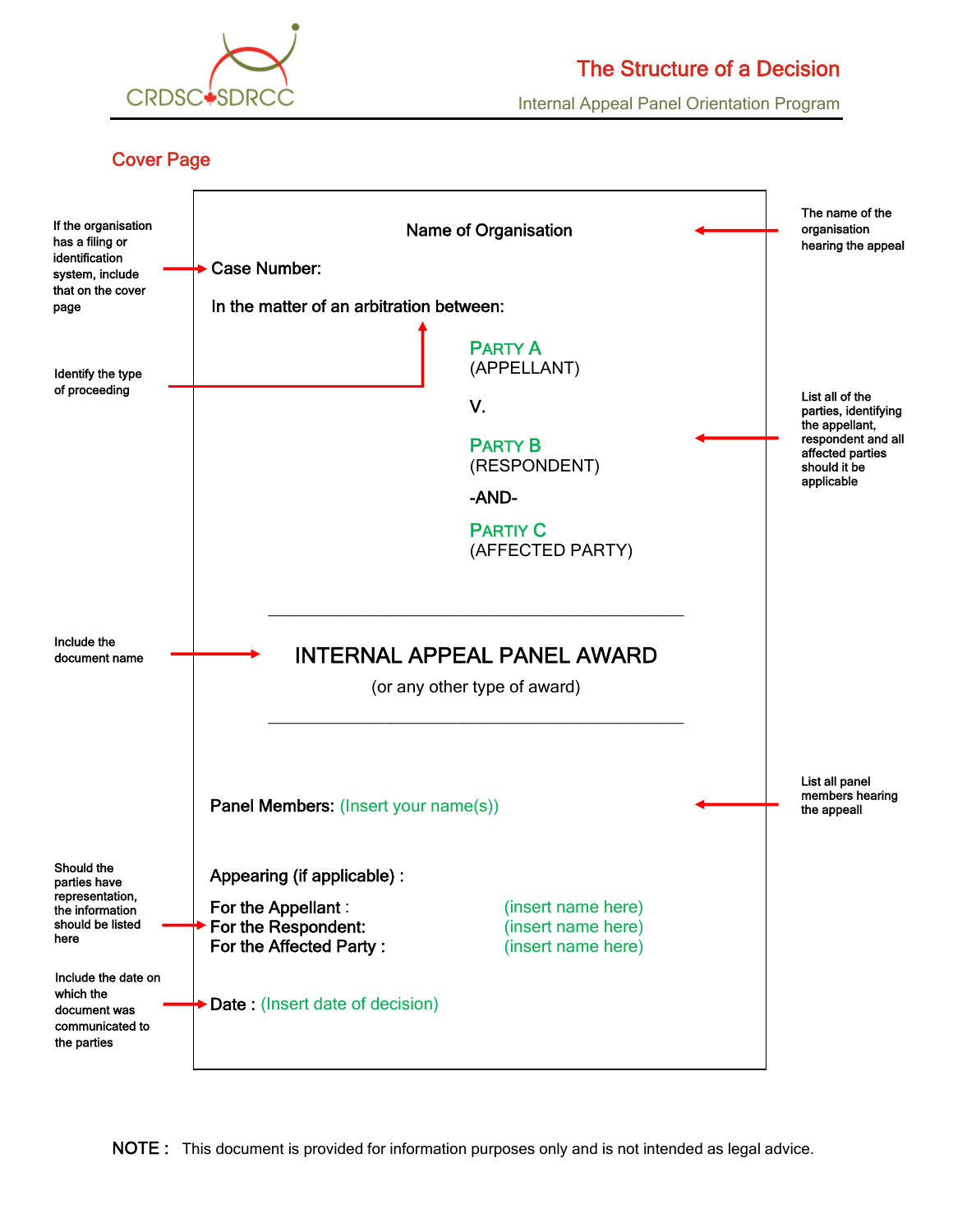# The Structure of a Decision

Internal Appeal Panel Orientation Program

## Cover Page

> If the organisation has a filing or identification system, include that on the cover page

> Identify the type of proceeding

> The name of the organisation hearing the appeal

> List all of the parties, identifying the appellant, respondent and all affected parties should it be applicable

> Include the document name

> List all panel members hearing the appeall

> Should the parties have representation, the information should be listed here

> Include the date on which the document was communicated to the parties

---

Name of Organisation

Case Number:

In the matter of an arbitration between:

PARTY A
(APPELLANT)

V.

PARTY B
(RESPONDENT)

-AND-

PARTIY C
(AFFECTED PARTY)

---

INTERNAL APPEAL PANEL AWARD

(or any other type of award)

---

Panel Members: (Insert your name(s))

Appearing (if applicable) :

| | |
|---|---|
| For the Appellant : | (insert name here) |
| For the Respondent: | (insert name here) |
| For the Affected Party : | (insert name here) |

Date : (Insert date of decision)

---

**NOTE :** This document is provided for information purposes only and is not intended as legal advice.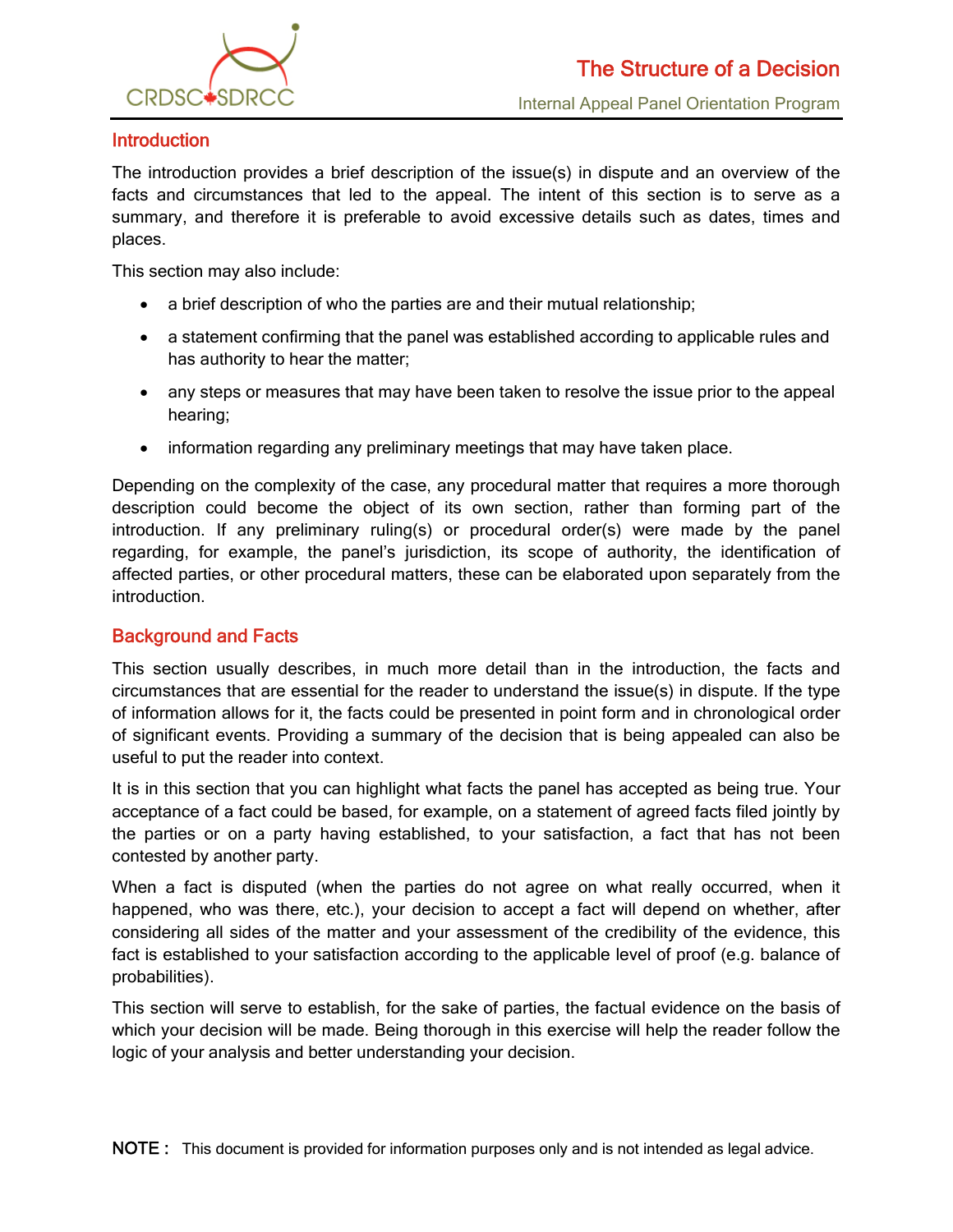## Introduction

The introduction provides a brief description of the issue(s) in dispute and an overview of the facts and circumstances that led to the appeal. The intent of this section is to serve as a summary, and therefore it is preferable to avoid excessive details such as dates, times and places.

This section may also include:

- a brief description of who the parties are and their mutual relationship;
- a statement confirming that the panel was established according to applicable rules and has authority to hear the matter;
- any steps or measures that may have been taken to resolve the issue prior to the appeal hearing;
- information regarding any preliminary meetings that may have taken place.

Depending on the complexity of the case, any procedural matter that requires a more thorough description could become the object of its own section, rather than forming part of the introduction. If any preliminary ruling(s) or procedural order(s) were made by the panel regarding, for example, the panel's jurisdiction, its scope of authority, the identification of affected parties, or other procedural matters, these can be elaborated upon separately from the introduction.

## Background and Facts

This section usually describes, in much more detail than in the introduction, the facts and circumstances that are essential for the reader to understand the issue(s) in dispute. If the type of information allows for it, the facts could be presented in point form and in chronological order of significant events. Providing a summary of the decision that is being appealed can also be useful to put the reader into context.

It is in this section that you can highlight what facts the panel has accepted as being true. Your acceptance of a fact could be based, for example, on a statement of agreed facts filed jointly by the parties or on a party having established, to your satisfaction, a fact that has not been contested by another party.

When a fact is disputed (when the parties do not agree on what really occurred, when it happened, who was there, etc.), your decision to accept a fact will depend on whether, after considering all sides of the matter and your assessment of the credibility of the evidence, this fact is established to your satisfaction according to the applicable level of proof (e.g. balance of probabilities).

This section will serve to establish, for the sake of parties, the factual evidence on the basis of which your decision will be made. Being thorough in this exercise will help the reader follow the logic of your analysis and better understanding your decision.

**NOTE :** This document is provided for information purposes only and is not intended as legal advice.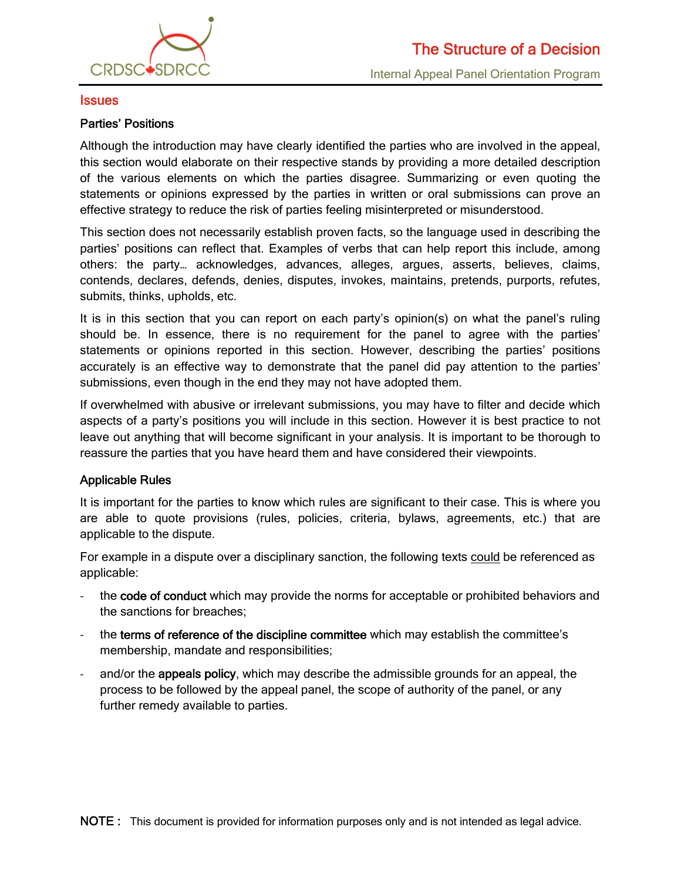## Issues

### Parties' Positions

Although the introduction may have clearly identified the parties who are involved in the appeal, this section would elaborate on their respective stands by providing a more detailed description of the various elements on which the parties disagree. Summarizing or even quoting the statements or opinions expressed by the parties in written or oral submissions can prove an effective strategy to reduce the risk of parties feeling misinterpreted or misunderstood.

This section does not necessarily establish proven facts, so the language used in describing the parties' positions can reflect that. Examples of verbs that can help report this include, among others: the party… acknowledges, advances, alleges, argues, asserts, believes, claims, contends, declares, defends, denies, disputes, invokes, maintains, pretends, purports, refutes, submits, thinks, upholds, etc.

It is in this section that you can report on each party's opinion(s) on what the panel's ruling should be. In essence, there is no requirement for the panel to agree with the parties' statements or opinions reported in this section. However, describing the parties' positions accurately is an effective way to demonstrate that the panel did pay attention to the parties' submissions, even though in the end they may not have adopted them.

If overwhelmed with abusive or irrelevant submissions, you may have to filter and decide which aspects of a party's positions you will include in this section. However it is best practice to not leave out anything that will become significant in your analysis. It is important to be thorough to reassure the parties that you have heard them and have considered their viewpoints.

### Applicable Rules

It is important for the parties to know which rules are significant to their case. This is where you are able to quote provisions (rules, policies, criteria, bylaws, agreements, etc.) that are applicable to the dispute.

For example in a dispute over a disciplinary sanction, the following texts could be referenced as applicable:

- the **code of conduct** which may provide the norms for acceptable or prohibited behaviors and the sanctions for breaches;
- the **terms of reference of the discipline committee** which may establish the committee's membership, mandate and responsibilities;
- and/or the **appeals policy**, which may describe the admissible grounds for an appeal, the process to be followed by the appeal panel, the scope of authority of the panel, or any further remedy available to parties.

**NOTE :** This document is provided for information purposes only and is not intended as legal advice.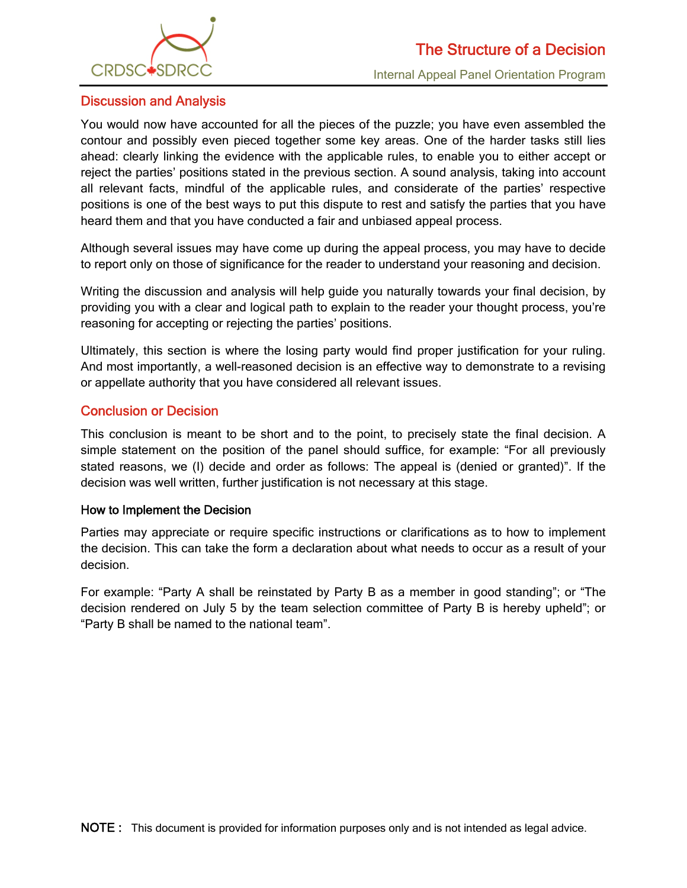## Discussion and Analysis

You would now have accounted for all the pieces of the puzzle; you have even assembled the contour and possibly even pieced together some key areas. One of the harder tasks still lies ahead: clearly linking the evidence with the applicable rules, to enable you to either accept or reject the parties' positions stated in the previous section. A sound analysis, taking into account all relevant facts, mindful of the applicable rules, and considerate of the parties' respective positions is one of the best ways to put this dispute to rest and satisfy the parties that you have heard them and that you have conducted a fair and unbiased appeal process.

Although several issues may have come up during the appeal process, you may have to decide to report only on those of significance for the reader to understand your reasoning and decision.

Writing the discussion and analysis will help guide you naturally towards your final decision, by providing you with a clear and logical path to explain to the reader your thought process, you're reasoning for accepting or rejecting the parties' positions.

Ultimately, this section is where the losing party would find proper justification for your ruling. And most importantly, a well-reasoned decision is an effective way to demonstrate to a revising or appellate authority that you have considered all relevant issues.

## Conclusion or Decision

This conclusion is meant to be short and to the point, to precisely state the final decision. A simple statement on the position of the panel should suffice, for example: "For all previously stated reasons, we (I) decide and order as follows: The appeal is (denied or granted)". If the decision was well written, further justification is not necessary at this stage.

### How to Implement the Decision

Parties may appreciate or require specific instructions or clarifications as to how to implement the decision. This can take the form a declaration about what needs to occur as a result of your decision.

For example: "Party A shall be reinstated by Party B as a member in good standing"; or "The decision rendered on July 5 by the team selection committee of Party B is hereby upheld"; or "Party B shall be named to the national team".

**NOTE :** This document is provided for information purposes only and is not intended as legal advice.